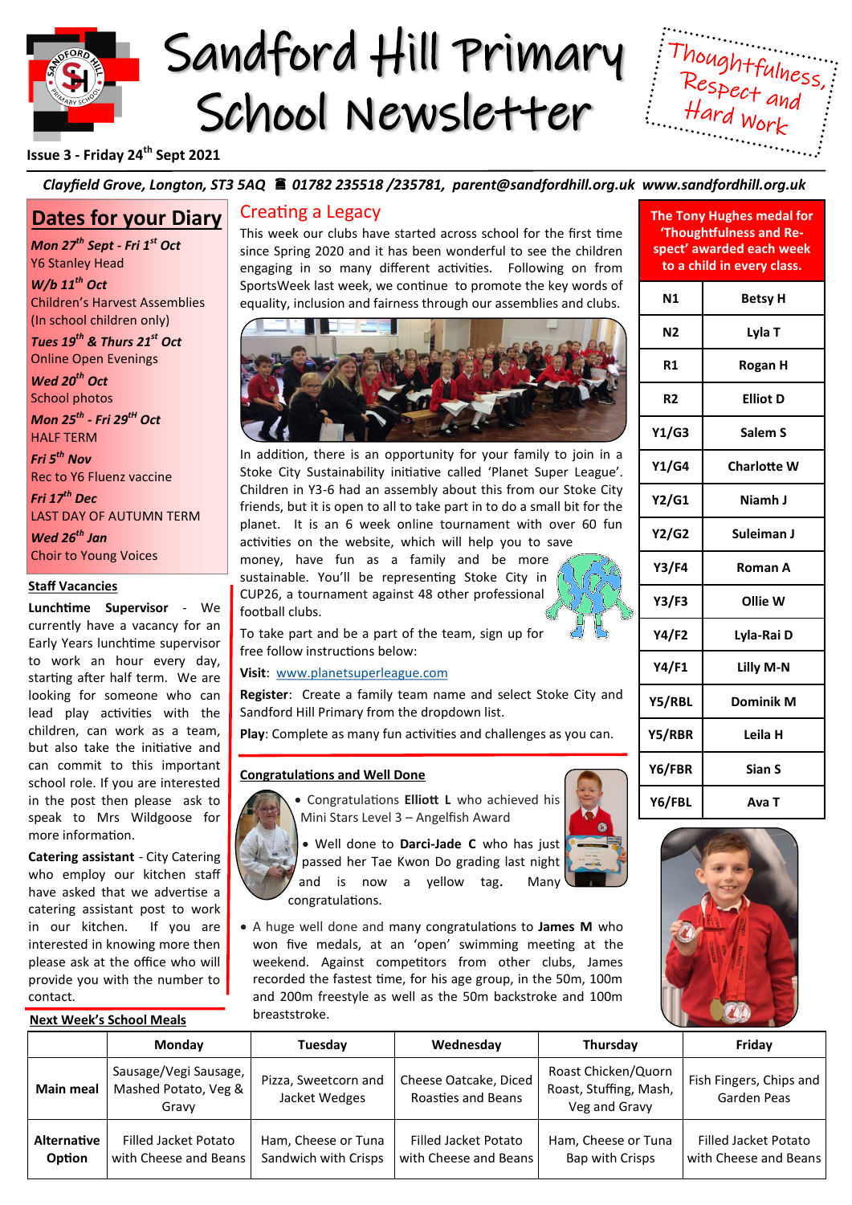# Sandford Hill Primary School Newsletter

Thoughtfulness, Respect and Hard Work

**Issue 3 - Friday 24th Sept 2021**

***Clayfield Grove, Longton, ST3 5AQ ☎ 01782 235518 /235781, parent@sandfordhill.org.uk www.sandfordhill.org.uk***

## Dates for your Diary

***Mon 27th Sept - Fri 1st Oct***
Y6 Stanley Head

***W/b 11th Oct***
Children's Harvest Assemblies (In school children only)

***Tues 19th & Thurs 21st Oct***
Online Open Evenings

***Wed 20th Oct***
School photos

***Mon 25th - Fri 29th Oct***
HALF TERM

***Fri 5th Nov***
Rec to Y6 Fluenz vaccine

***Fri 17th Dec***
LAST DAY OF AUTUMN TERM

***Wed 26th Jan***
Choir to Young Voices

### Staff Vacancies

**Lunchtime Supervisor** - We currently have a vacancy for an Early Years lunchtime supervisor to work an hour every day, starting after half term. We are looking for someone who can lead play activities with the children, can work as a team, but also take the initiative and can commit to this important school role. If you are interested in the post then please ask to speak to Mrs Wildgoose for more information.

**Catering assistant** - City Catering who employ our kitchen staff have asked that we advertise a catering assistant post to work in our kitchen. If you are interested in knowing more then please ask at the office who will provide you with the number to contact.

## Creating a Legacy

This week our clubs have started across school for the first time since Spring 2020 and it has been wonderful to see the children engaging in so many different activities. Following on from SportsWeek last week, we continue to promote the key words of equality, inclusion and fairness through our assemblies and clubs.

In addition, there is an opportunity for your family to join in a Stoke City Sustainability initiative called 'Planet Super League'. Children in Y3-6 had an assembly about this from our Stoke City friends, but it is open to all to take part in to do a small bit for the planet. It is an 6 week online tournament with over 60 fun activities on the website, which will help you to save money, have fun as a family and be more sustainable. You'll be representing Stoke City in CUP26, a tournament against 48 other professional football clubs.

To take part and be a part of the team, sign up for free follow instructions below:

**Visit**: www.planetsuperleague.com

**Register**: Create a family team name and select Stoke City and Sandford Hill Primary from the dropdown list.

**Play**: Complete as many fun activities and challenges as you can.

### Congratulations and Well Done

- Congratulations **Elliott L** who achieved his Mini Stars Level 3 – Angelfish Award
- Well done to **Darci-Jade C** who has just passed her Tae Kwon Do grading last night and is now a yellow tag. Many congratulations.
- A huge well done and many congratulations to **James M** who won five medals, at an 'open' swimming meeting at the weekend. Against competitors from other clubs, James recorded the fastest time, for his age group, in the 50m, 100m and 200m freestyle as well as the 50m backstroke and 100m breaststroke.

**The Tony Hughes medal for 'Thoughtfulness and Respect' awarded each week to a child in every class.**

| Class | Name |
|---|---|
| N1 | Betsy H |
| N2 | Lyla T |
| R1 | Rogan H |
| R2 | Elliot D |
| Y1/G3 | Salem S |
| Y1/G4 | Charlotte W |
| Y2/G1 | Niamh J |
| Y2/G2 | Suleiman J |
| Y3/F4 | Roman A |
| Y3/F3 | Ollie W |
| Y4/F2 | Lyla-Rai D |
| Y4/F1 | Lilly M-N |
| Y5/RBL | Dominik M |
| Y5/RBR | Leila H |
| Y6/FBR | Sian S |
| Y6/FBL | Ava T |

### Next Week's School Meals

| | Monday | Tuesday | Wednesday | Thursday | Friday |
|---|---|---|---|---|---|
| **Main meal** | Sausage/Vegi Sausage, Mashed Potato, Veg & Gravy | Pizza, Sweetcorn and Jacket Wedges | Cheese Oatcake, Diced Roasties and Beans | Roast Chicken/Quorn Roast, Stuffing, Mash, Veg and Gravy | Fish Fingers, Chips and Garden Peas |
| **Alternative Option** | Filled Jacket Potato with Cheese and Beans | Ham, Cheese or Tuna Sandwich with Crisps | Filled Jacket Potato with Cheese and Beans | Ham, Cheese or Tuna Bap with Crisps | Filled Jacket Potato with Cheese and Beans |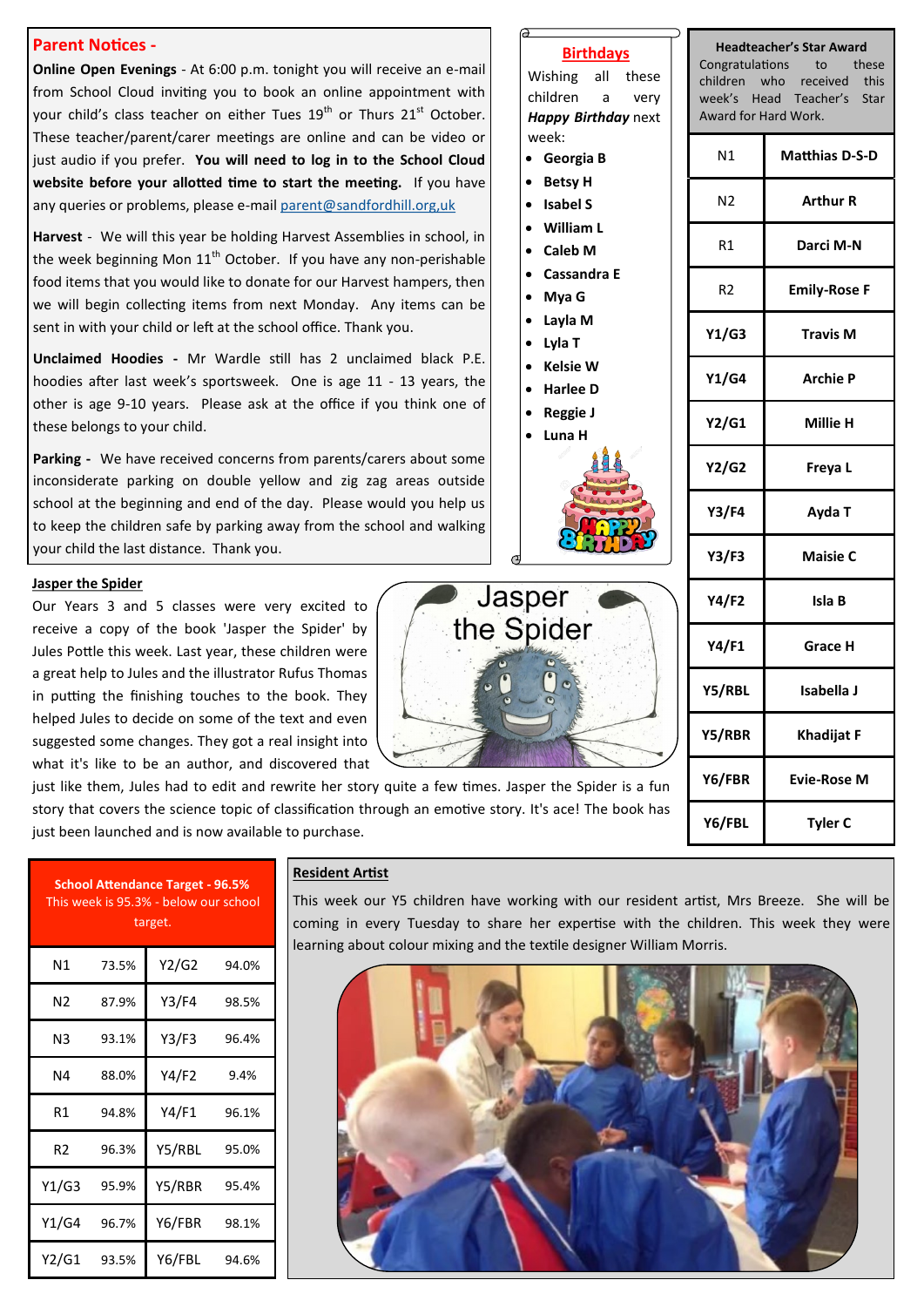## Parent Notices -

**Online Open Evenings** - At 6:00 p.m. tonight you will receive an e-mail from School Cloud inviting you to book an online appointment with your child's class teacher on either Tues 19th or Thurs 21st October. These teacher/parent/carer meetings are online and can be video or just audio if you prefer. **You will need to log in to the School Cloud website before your allotted time to start the meeting.** If you have any queries or problems, please e-mail parent@sandfordhill.org,uk

**Harvest** - We will this year be holding Harvest Assemblies in school, in the week beginning Mon 11th October. If you have any non-perishable food items that you would like to donate for our Harvest hampers, then we will begin collecting items from next Monday. Any items can be sent in with your child or left at the school office. Thank you.

**Unclaimed Hoodies -** Mr Wardle still has 2 unclaimed black P.E. hoodies after last week's sportsweek. One is age 11 - 13 years, the other is age 9-10 years. Please ask at the office if you think one of these belongs to your child.

**Parking -** We have received concerns from parents/carers about some inconsiderate parking on double yellow and zig zag areas outside school at the beginning and end of the day. Please would you help us to keep the children safe by parking away from the school and walking your child the last distance. Thank you.

## Birthdays

Wishing all these children a very ***Happy Birthday*** next week:

- **Georgia B**
- **Betsy H**
- **Isabel S**
- **William L**
- **Caleb M**
- **Cassandra E**
- **Mya G**
- **Layla M**
- **Lyla T**
- **Kelsie W**
- **Harlee D**
- **Reggie J**
- **Luna H**

## Headteacher's Star Award

Congratulations to these children who received this week's Head Teacher's Star Award for Hard Work.

| | |
|---|---|
| N1 | **Matthias D-S-D** |
| N2 | **Arthur R** |
| R1 | **Darci M-N** |
| R2 | **Emily-Rose F** |
| **Y1/G3** | **Travis M** |
| **Y1/G4** | **Archie P** |
| **Y2/G1** | **Millie H** |
| **Y2/G2** | **Freya L** |
| **Y3/F4** | **Ayda T** |
| **Y3/F3** | **Maisie C** |
| **Y4/F2** | **Isla B** |
| **Y4/F1** | **Grace H** |
| **Y5/RBL** | **Isabella J** |
| **Y5/RBR** | **Khadijat F** |
| **Y6/FBR** | **Evie-Rose M** |
| **Y6/FBL** | **Tyler C** |

## Jasper the Spider

Our Years 3 and 5 classes were very excited to receive a copy of the book 'Jasper the Spider' by Jules Pottle this week. Last year, these children were a great help to Jules and the illustrator Rufus Thomas in putting the finishing touches to the book. They helped Jules to decide on some of the text and even suggested some changes. They got a real insight into what it's like to be an author, and discovered that just like them, Jules had to edit and rewrite her story quite a few times. Jasper the Spider is a fun story that covers the science topic of classification through an emotive story. It's ace! The book has just been launched and is now available to purchase.

**School Attendance Target - 96.5%**
This week is 95.3% - below our school target.

| | | | |
|---|---|---|---|
| N1 | 73.5% | Y2/G2 | 94.0% |
| N2 | 87.9% | Y3/F4 | 98.5% |
| N3 | 93.1% | Y3/F3 | 96.4% |
| N4 | 88.0% | Y4/F2 | 9.4% |
| R1 | 94.8% | Y4/F1 | 96.1% |
| R2 | 96.3% | Y5/RBL | 95.0% |
| Y1/G3 | 95.9% | Y5/RBR | 95.4% |
| Y1/G4 | 96.7% | Y6/FBR | 98.1% |
| Y2/G1 | 93.5% | Y6/FBL | 94.6% |

## Resident Artist

This week our Y5 children have working with our resident artist, Mrs Breeze. She will be coming in every Tuesday to share her expertise with the children. This week they were learning about colour mixing and the textile designer William Morris.